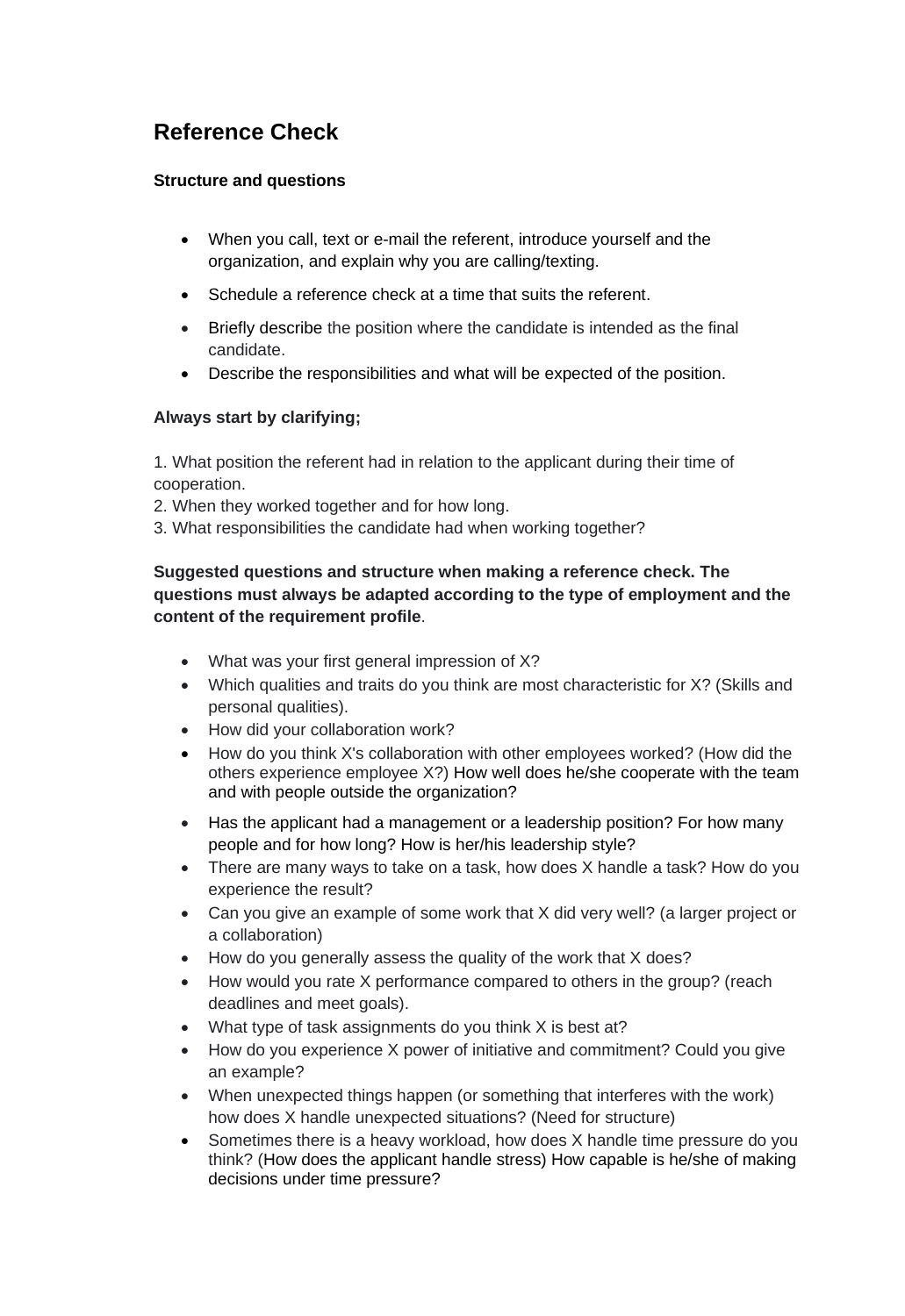# Reference Check

**Structure and questions**

- When you call, text or e-mail the referent, introduce yourself and the organization, and explain why you are calling/texting.
- Schedule a reference check at a time that suits the referent.
- Briefly describe the position where the candidate is intended as the final candidate.
- Describe the responsibilities and what will be expected of the position.

**Always start by clarifying;**

1. What position the referent had in relation to the applicant during their time of cooperation.
2. When they worked together and for how long.
3. What responsibilities the candidate had when working together?

**Suggested questions and structure when making a reference check. The questions must always be adapted according to the type of employment and the content of the requirement profile**.

- What was your first general impression of X?
- Which qualities and traits do you think are most characteristic for X? (Skills and personal qualities).
- How did your collaboration work?
- How do you think X's collaboration with other employees worked? (How did the others experience employee X?) How well does he/she cooperate with the team and with people outside the organization?
- Has the applicant had a management or a leadership position? For how many people and for how long? How is her/his leadership style?
- There are many ways to take on a task, how does X handle a task? How do you experience the result?
- Can you give an example of some work that X did very well? (a larger project or a collaboration)
- How do you generally assess the quality of the work that X does?
- How would you rate X performance compared to others in the group? (reach deadlines and meet goals).
- What type of task assignments do you think X is best at?
- How do you experience X power of initiative and commitment? Could you give an example?
- When unexpected things happen (or something that interferes with the work) how does X handle unexpected situations? (Need for structure)
- Sometimes there is a heavy workload, how does X handle time pressure do you think? (How does the applicant handle stress) How capable is he/she of making decisions under time pressure?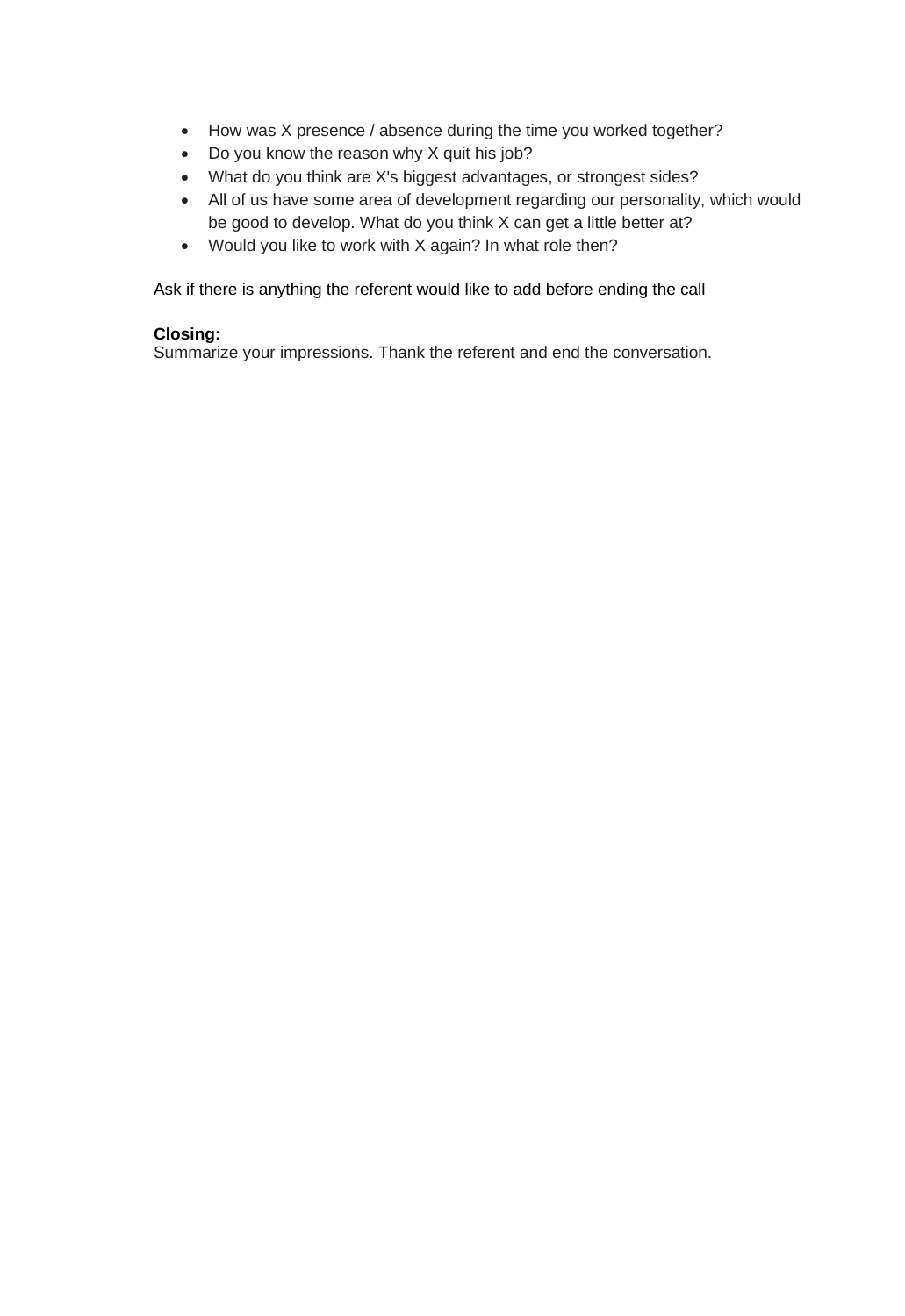- How was X presence / absence during the time you worked together?
- Do you know the reason why X quit his job?
- What do you think are X's biggest advantages, or strongest sides?
- All of us have some area of development regarding our personality, which would be good to develop. What do you think X can get a little better at?
- Would you like to work with X again? In what role then?

Ask if there is anything the referent would like to add before ending the call

**Closing:**
Summarize your impressions. Thank the referent and end the conversation.